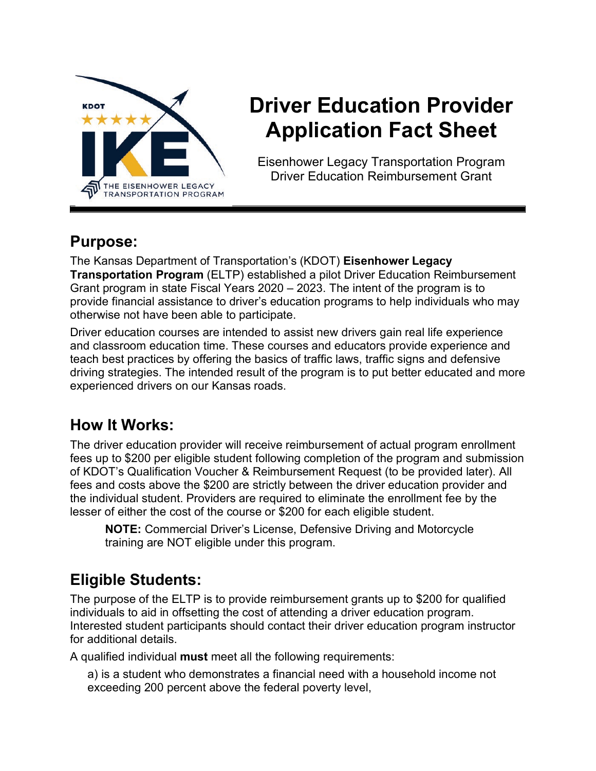# Driver Education Provider Application Fact Sheet

Eisenhower Legacy Transportation Program
Driver Education Reimbursement Grant

## Purpose:

The Kansas Department of Transportation's (KDOT) **Eisenhower Legacy Transportation Program** (ELTP) established a pilot Driver Education Reimbursement Grant program in state Fiscal Years 2020 – 2023. The intent of the program is to provide financial assistance to driver's education programs to help individuals who may otherwise not have been able to participate.

Driver education courses are intended to assist new drivers gain real life experience and classroom education time. These courses and educators provide experience and teach best practices by offering the basics of traffic laws, traffic signs and defensive driving strategies. The intended result of the program is to put better educated and more experienced drivers on our Kansas roads.

## How It Works:

The driver education provider will receive reimbursement of actual program enrollment fees up to $200 per eligible student following completion of the program and submission of KDOT's Qualification Voucher & Reimbursement Request (to be provided later). All fees and costs above the $200 are strictly between the driver education provider and the individual student. Providers are required to eliminate the enrollment fee by the lesser of either the cost of the course or $200 for each eligible student.

> **NOTE:** Commercial Driver's License, Defensive Driving and Motorcycle training are NOT eligible under this program.

## Eligible Students:

The purpose of the ELTP is to provide reimbursement grants up to $200 for qualified individuals to aid in offsetting the cost of attending a driver education program. Interested student participants should contact their driver education program instructor for additional details.

A qualified individual **must** meet all the following requirements:

a) is a student who demonstrates a financial need with a household income not exceeding 200 percent above the federal poverty level,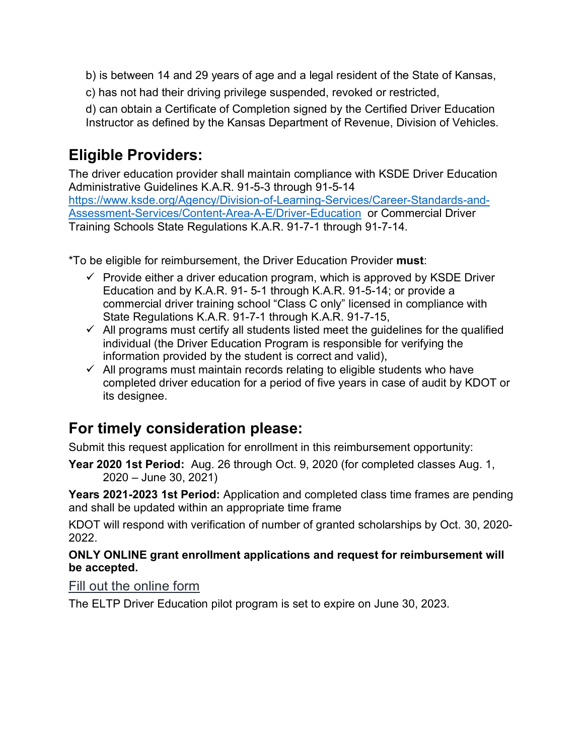b) is between 14 and 29 years of age and a legal resident of the State of Kansas,

c) has not had their driving privilege suspended, revoked or restricted,

d) can obtain a Certificate of Completion signed by the Certified Driver Education Instructor as defined by the Kansas Department of Revenue, Division of Vehicles.

## Eligible Providers:

The driver education provider shall maintain compliance with KSDE Driver Education Administrative Guidelines K.A.R. 91-5-3 through 91-5-14 [https://www.ksde.org/Agency/Division-of-Learning-Services/Career-Standards-and-Assessment-Services/Content-Area-A-E/Driver-Education](https://www.ksde.org/Agency/Division-of-Learning-Services/Career-Standards-and-Assessment-Services/Content-Area-A-E/Driver-Education) or Commercial Driver Training Schools State Regulations K.A.R. 91-7-1 through 91-7-14.

*To be eligible for reimbursement, the Driver Education Provider **must**:

- ✓ Provide either a driver education program, which is approved by KSDE Driver Education and by K.A.R. 91- 5-1 through K.A.R. 91-5-14; or provide a commercial driver training school "Class C only" licensed in compliance with State Regulations K.A.R. 91-7-1 through K.A.R. 91-7-15,
- ✓ All programs must certify all students listed meet the guidelines for the qualified individual (the Driver Education Program is responsible for verifying the information provided by the student is correct and valid),
- ✓ All programs must maintain records relating to eligible students who have completed driver education for a period of five years in case of audit by KDOT or its designee.

## For timely consideration please:

Submit this request application for enrollment in this reimbursement opportunity:

**Year 2020 1st Period:** Aug. 26 through Oct. 9, 2020 (for completed classes Aug. 1, 2020 – June 30, 2021)

**Years 2021-2023 1st Period:** Application and completed class time frames are pending and shall be updated within an appropriate time frame

KDOT will respond with verification of number of granted scholarships by Oct. 30, 2020-2022.

**ONLY ONLINE grant enrollment applications and request for reimbursement will be accepted.**

Fill out the online form

The ELTP Driver Education pilot program is set to expire on June 30, 2023.